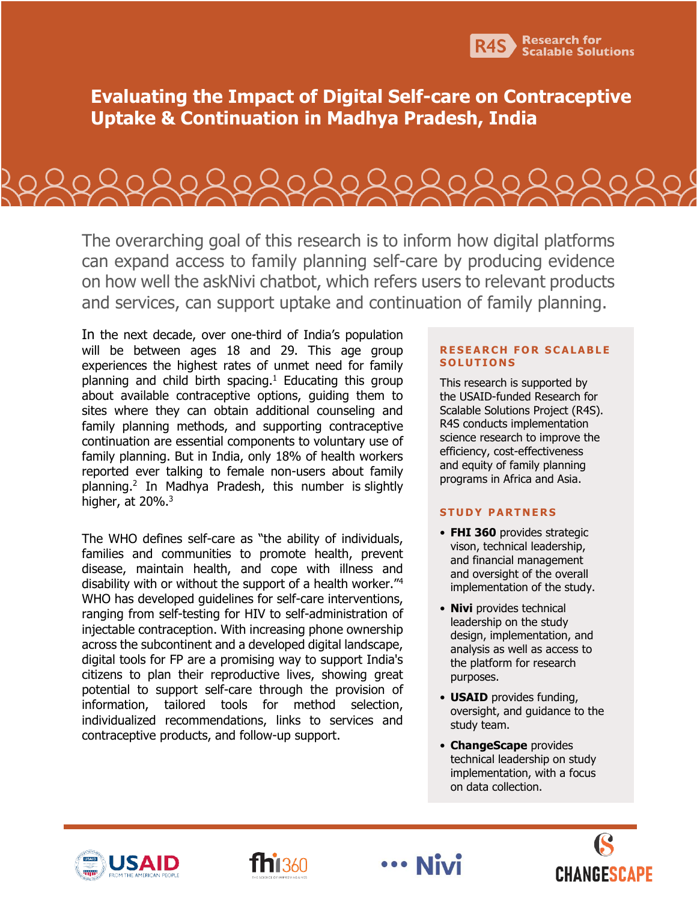R4S Research for Scalable Solutions

# Evaluating the Impact of Digital Self-care on Contraceptive Uptake & Continuation in Madhya Pradesh, India

The overarching goal of this research is to inform how digital platforms can expand access to family planning self-care by producing evidence on how well the askNivi chatbot, which refers users to relevant products and services, can support uptake and continuation of family planning.

In the next decade, over one-third of India's population will be between ages 18 and 29. This age group experiences the highest rates of unmet need for family planning and child birth spacing.[1] Educating this group about available contraceptive options, guiding them to sites where they can obtain additional counseling and family planning methods, and supporting contraceptive continuation are essential components to voluntary use of family planning. But in India, only 18% of health workers reported ever talking to female non-users about family planning.[2] In Madhya Pradesh, this number is slightly higher, at 20%.[3]

The WHO defines self-care as "the ability of individuals, families and communities to promote health, prevent disease, maintain health, and cope with illness and disability with or without the support of a health worker."[4] WHO has developed guidelines for self-care interventions, ranging from self-testing for HIV to self-administration of injectable contraception. With increasing phone ownership across the subcontinent and a developed digital landscape, digital tools for FP are a promising way to support India's citizens to plan their reproductive lives, showing great potential to support self-care through the provision of information, tailored tools for method selection, individualized recommendations, links to services and contraceptive products, and follow-up support.

## RESEARCH FOR SCALABLE SOLUTIONS

This research is supported by the USAID-funded Research for Scalable Solutions Project (R4S). R4S conducts implementation science research to improve the efficiency, cost-effectiveness and equity of family planning programs in Africa and Asia.

## STUDY PARTNERS

- **FHI 360** provides strategic vison, technical leadership, and financial management and oversight of the overall implementation of the study.
- **Nivi** provides technical leadership on the study design, implementation, and analysis as well as access to the platform for research purposes.
- **USAID** provides funding, oversight, and guidance to the study team.
- **ChangeScape** provides technical leadership on study implementation, with a focus on data collection.

USAID FROM THE AMERICAN PEOPLE | fhi360 | Nivi | CHANGESCAPE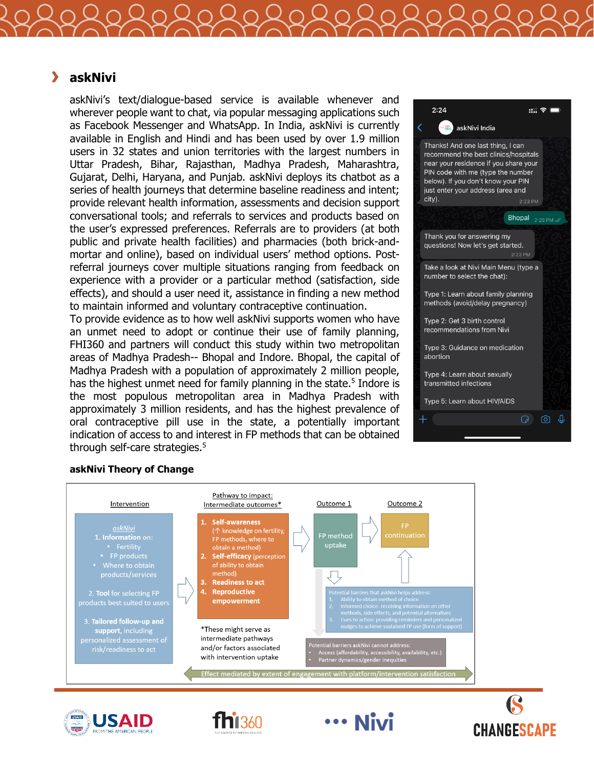## askNivi

askNivi's text/dialogue-based service is available whenever and wherever people want to chat, via popular messaging applications such as Facebook Messenger and WhatsApp. In India, askNivi is currently available in English and Hindi and has been used by over 1.9 million users in 32 states and union territories with the largest numbers in Uttar Pradesh, Bihar, Rajasthan, Madhya Pradesh, Maharashtra, Gujarat, Delhi, Haryana, and Punjab. askNivi deploys its chatbot as a series of health journeys that determine baseline readiness and intent; provide relevant health information, assessments and decision support conversational tools; and referrals to services and products based on the user's expressed preferences. Referrals are to providers (at both public and private health facilities) and pharmacies (both brick-and-mortar and online), based on individual users' method options. Post-referral journeys cover multiple situations ranging from feedback on experience with a provider or a particular method (satisfaction, side effects), and should a user need it, assistance in finding a new method to maintain informed and voluntary contraceptive continuation.

To provide evidence as to how well askNivi supports women who have an unmet need to adopt or continue their use of family planning, FHI360 and partners will conduct this study within two metropolitan areas of Madhya Pradesh-- Bhopal and Indore. Bhopal, the capital of Madhya Pradesh with a population of approximately 2 million people, has the highest unmet need for family planning in the state.[5] Indore is the most populous metropolitan area in Madhya Pradesh with approximately 3 million residents, and has the highest prevalence of oral contraceptive pill use in the state, a potentially important indication of access to and interest in FP methods that can be obtained through self-care strategies.[5]

2:24

askNivi India

Thanks! And one last thing, I can recommend the best clinics/hospitals near your residence if you share your PIN code with me (type the number below). If you don't know your PIN just enter your address (area and city). 2:23 PM

Bhopal 2:23 PM

Thank you for answering my questions! Now let's get started. 2:23 PM

Take a look at Nivi Main Menu (type a number to select the chat):

Type 1: Learn about family planning methods (avoid/delay pregnancy)

Type 2: Get 3 birth control recommendations from Nivi

Type 3: Guidance on medication abortion

Type 4: Learn about sexually transmitted infections

Type 5: Learn about HIV/AIDS

### askNivi Theory of Change

**Intervention**

*askNivi*

1. **Information** on:
   - Fertility
   - FP products
   - Where to obtain products/services
2. **Tool** for selecting FP products best suited to users
3. **Tailored follow-up and support**, including personalized assessment of risk/readiness to act

**Pathway to impact: Intermediate outcomes***

1. **Self-awareness** (↑ knowledge on fertility, FP methods, where to obtain a method)
2. **Self-efficacy** (perception of ability to obtain method)
3. **Readiness to act**
4. **Reproductive empowerment**

*These might serve as intermediate pathways and/or factors associated with intervention uptake

**Outcome 1**

FP method uptake

**Outcome 2**

FP continuation

Potential barriers that askNivi helps address:
1. Ability to obtain method of choice
2. Informed choice- receiving information on other methods, side effects, and potential alternatives
3. Cues to action: providing reminders and personalized nudges to achieve sustained FP use (form of support)

Potential barriers askNivi cannot address:
- Access (affordability, accessibility, availability, etc.)
- Partner dynamics/gender inequities

Effect mediated by extent of engagement with platform/intervention satisfaction

USAID FROM THE AMERICAN PEOPLE · fhi360 · Nivi · CHANGESCAPE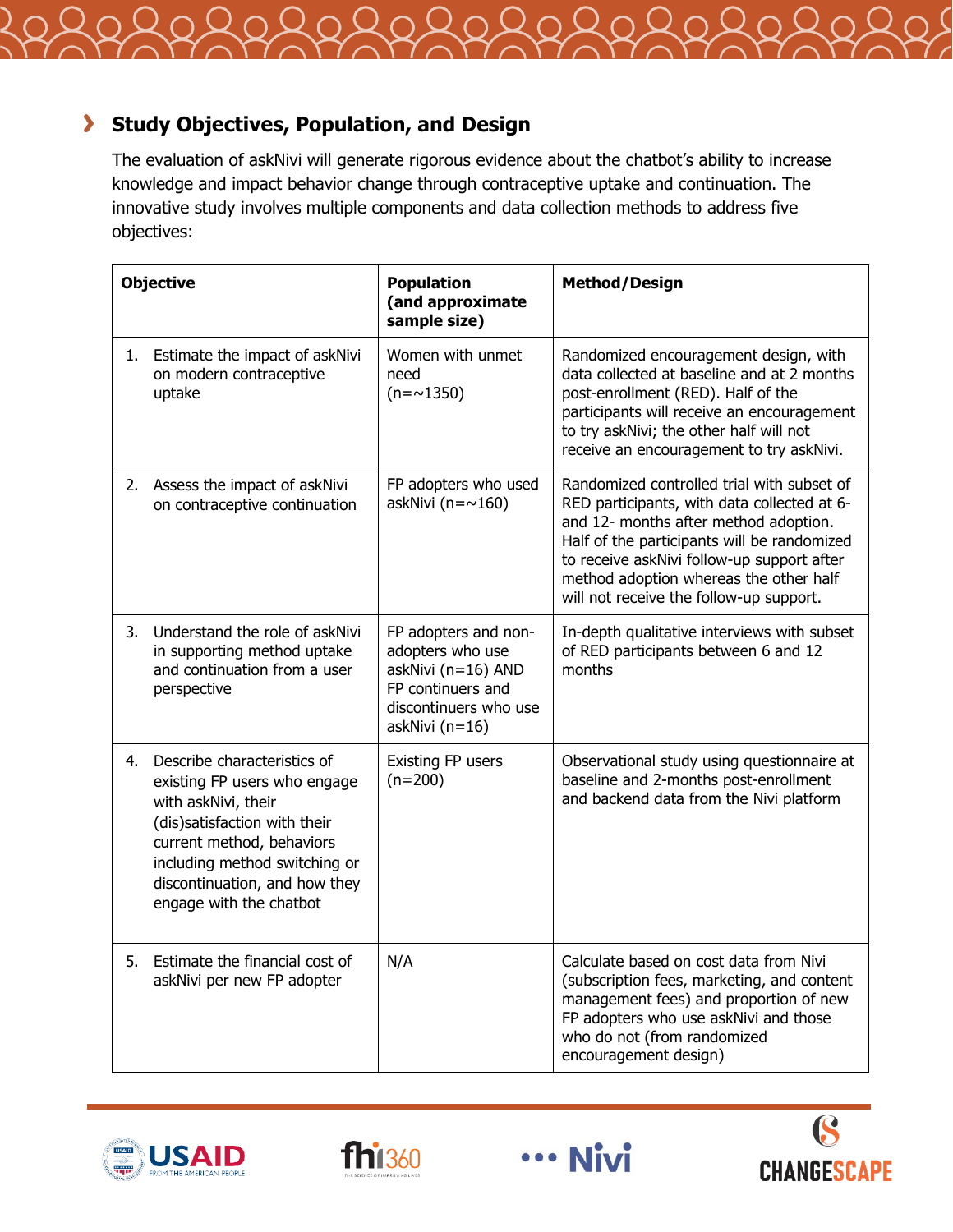## Study Objectives, Population, and Design

The evaluation of askNivi will generate rigorous evidence about the chatbot's ability to increase knowledge and impact behavior change through contraceptive uptake and continuation. The innovative study involves multiple components and data collection methods to address five objectives:

| Objective | Population (and approximate sample size) | Method/Design |
|---|---|---|
| 1. Estimate the impact of askNivi on modern contraceptive uptake | Women with unmet need (n=~1350) | Randomized encouragement design, with data collected at baseline and at 2 months post-enrollment (RED). Half of the participants will receive an encouragement to try askNivi; the other half will not receive an encouragement to try askNivi. |
| 2. Assess the impact of askNivi on contraceptive continuation | FP adopters who used askNivi (n=~160) | Randomized controlled trial with subset of RED participants, with data collected at 6- and 12- months after method adoption. Half of the participants will be randomized to receive askNivi follow-up support after method adoption whereas the other half will not receive the follow-up support. |
| 3. Understand the role of askNivi in supporting method uptake and continuation from a user perspective | FP adopters and non-adopters who use askNivi (n=16) AND FP continuers and discontinuers who use askNivi (n=16) | In-depth qualitative interviews with subset of RED participants between 6 and 12 months |
| 4. Describe characteristics of existing FP users who engage with askNivi, their (dis)satisfaction with their current method, behaviors including method switching or discontinuation, and how they engage with the chatbot | Existing FP users (n=200) | Observational study using questionnaire at baseline and 2-months post-enrollment and backend data from the Nivi platform |
| 5. Estimate the financial cost of askNivi per new FP adopter | N/A | Calculate based on cost data from Nivi (subscription fees, marketing, and content management fees) and proportion of new FP adopters who use askNivi and those who do not (from randomized encouragement design) |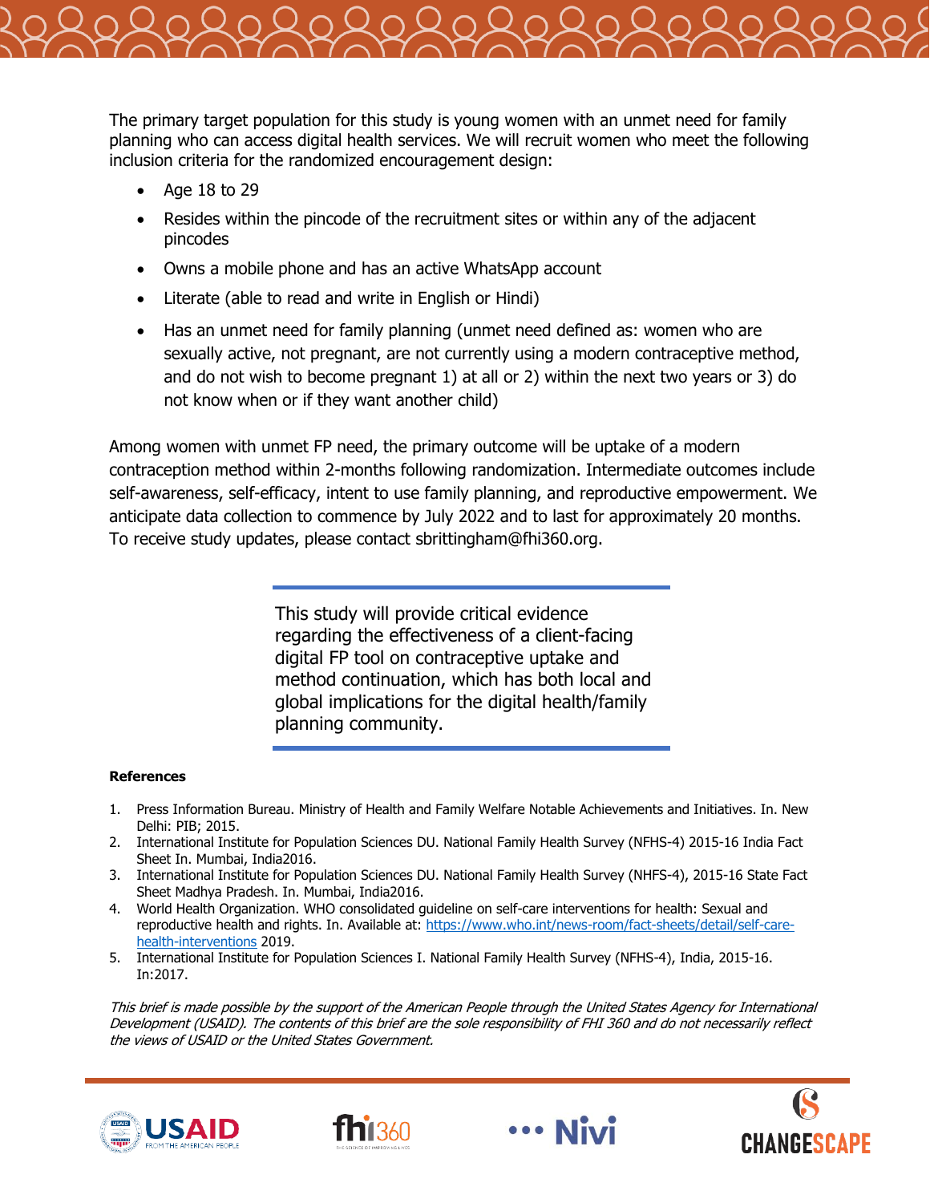The primary target population for this study is young women with an unmet need for family planning who can access digital health services. We will recruit women who meet the following inclusion criteria for the randomized encouragement design:

- Age 18 to 29
- Resides within the pincode of the recruitment sites or within any of the adjacent pincodes
- Owns a mobile phone and has an active WhatsApp account
- Literate (able to read and write in English or Hindi)
- Has an unmet need for family planning (unmet need defined as: women who are sexually active, not pregnant, are not currently using a modern contraceptive method, and do not wish to become pregnant 1) at all or 2) within the next two years or 3) do not know when or if they want another child)

Among women with unmet FP need, the primary outcome will be uptake of a modern contraception method within 2-months following randomization. Intermediate outcomes include self-awareness, self-efficacy, intent to use family planning, and reproductive empowerment. We anticipate data collection to commence by July 2022 and to last for approximately 20 months. To receive study updates, please contact sbrittingham@fhi360.org.

> This study will provide critical evidence regarding the effectiveness of a client-facing digital FP tool on contraceptive uptake and method continuation, which has both local and global implications for the digital health/family planning community.

**References**

1. Press Information Bureau. Ministry of Health and Family Welfare Notable Achievements and Initiatives. In. New Delhi: PIB; 2015.
2. International Institute for Population Sciences DU. National Family Health Survey (NFHS-4) 2015-16 India Fact Sheet In. Mumbai, India2016.
3. International Institute for Population Sciences DU. National Family Health Survey (NHFS-4), 2015-16 State Fact Sheet Madhya Pradesh. In. Mumbai, India2016.
4. World Health Organization. WHO consolidated guideline on self-care interventions for health: Sexual and reproductive health and rights. In. Available at: https://www.who.int/news-room/fact-sheets/detail/self-care-health-interventions 2019.
5. International Institute for Population Sciences I. National Family Health Survey (NFHS-4), India, 2015-16. In:2017.

*This brief is made possible by the support of the American People through the United States Agency for International Development (USAID). The contents of this brief are the sole responsibility of FHI 360 and do not necessarily reflect the views of USAID or the United States Government.*

USAID FROM THE AMERICAN PEOPLE | fhi360 | Nivi | CHANGESCAPE